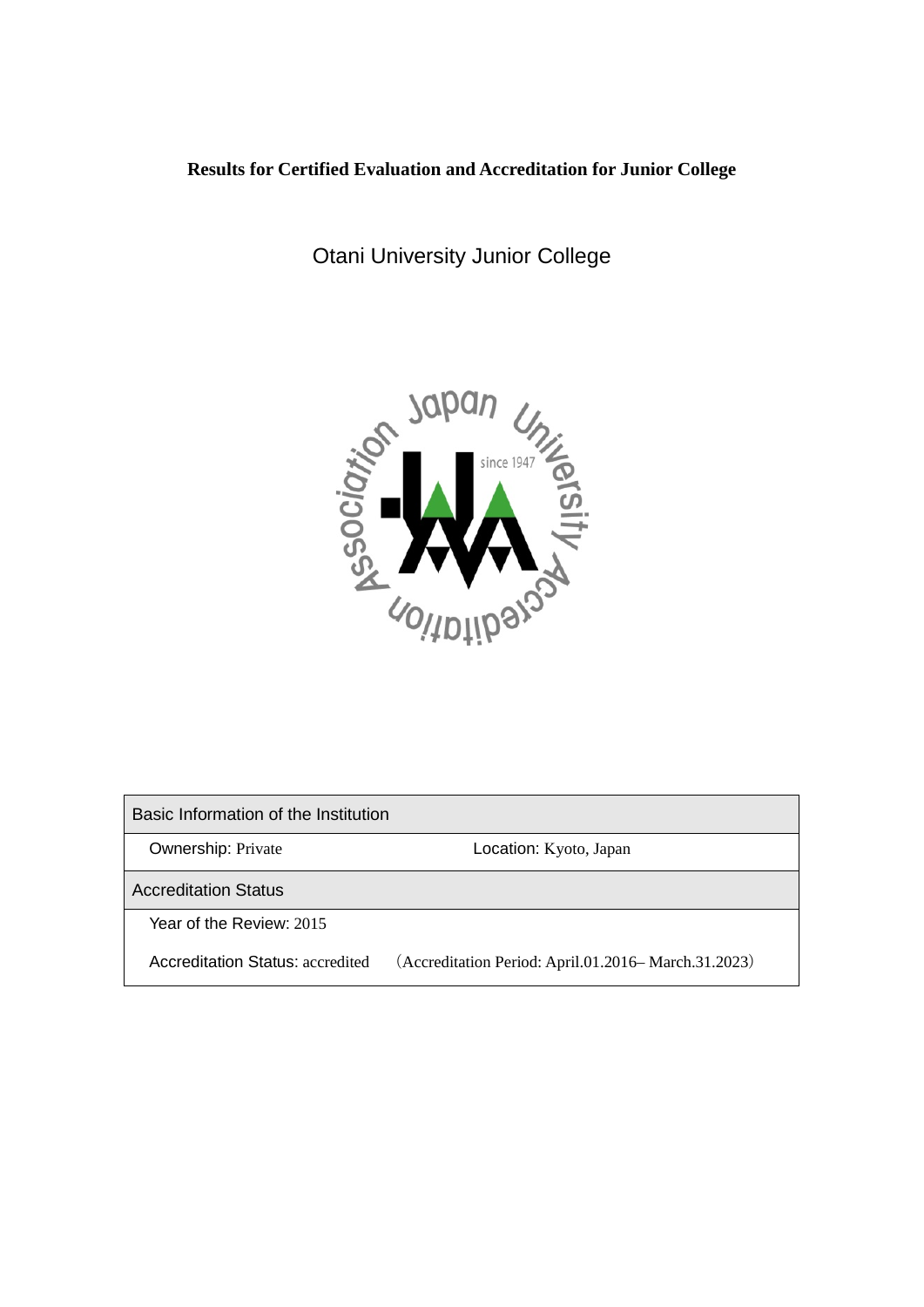# Results for Certified Evaluation and Accreditation for Junior College

## Otani University Junior College

| Basic Information of the Institution | |
|---|---|
| Ownership: Private | Location: Kyoto, Japan |
| **Accreditation Status** | |
| Year of the Review: 2015 | |
| Accreditation Status: accredited | （Accreditation Period: April.01.2016– March.31.2023） |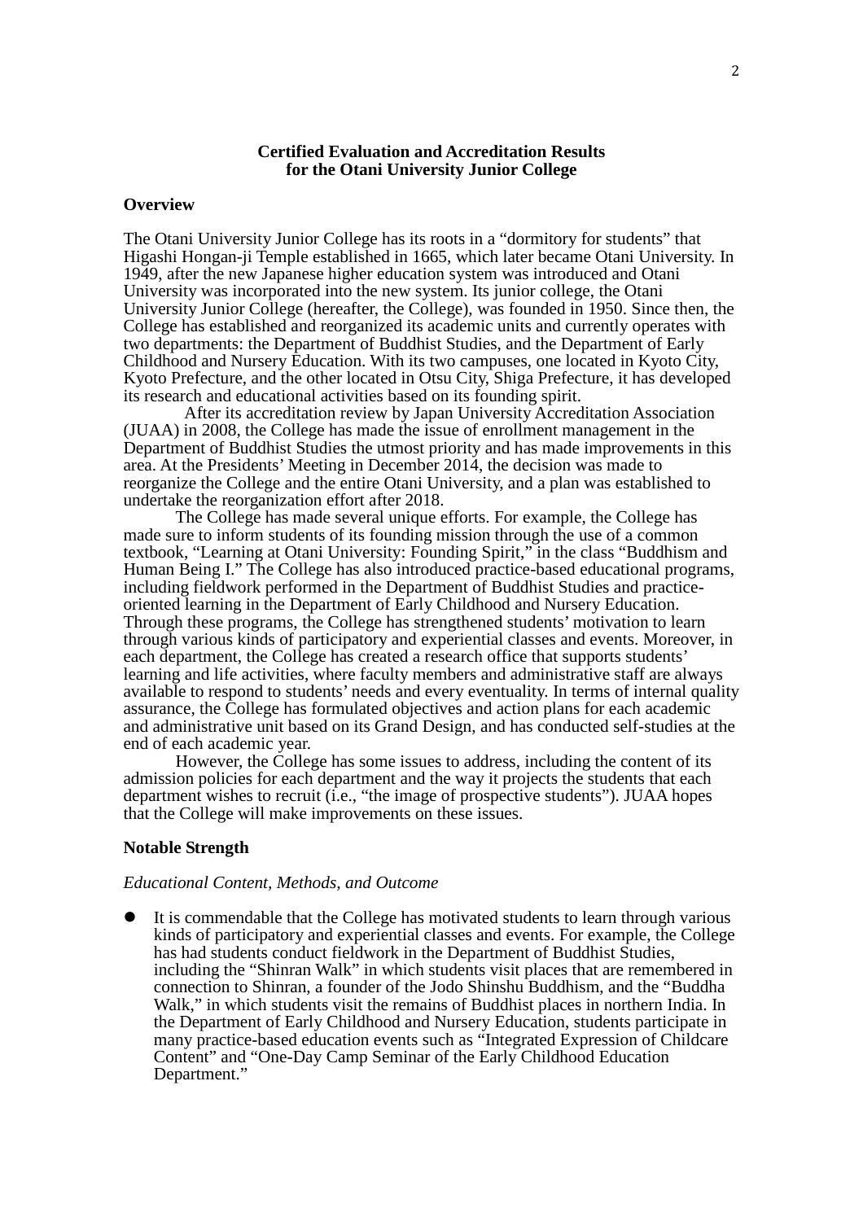**Certified Evaluation and Accreditation Results for the Otani University Junior College**

**Overview**

The Otani University Junior College has its roots in a “dormitory for students” that Higashi Hongan-ji Temple established in 1665, which later became Otani University. In 1949, after the new Japanese higher education system was introduced and Otani University was incorporated into the new system. Its junior college, the Otani University Junior College (hereafter, the College), was founded in 1950. Since then, the College has established and reorganized its academic units and currently operates with two departments: the Department of Buddhist Studies, and the Department of Early Childhood and Nursery Education. With its two campuses, one located in Kyoto City, Kyoto Prefecture, and the other located in Otsu City, Shiga Prefecture, it has developed its research and educational activities based on its founding spirit.

After its accreditation review by Japan University Accreditation Association (JUAA) in 2008, the College has made the issue of enrollment management in the Department of Buddhist Studies the utmost priority and has made improvements in this area. At the Presidents’ Meeting in December 2014, the decision was made to reorganize the College and the entire Otani University, and a plan was established to undertake the reorganization effort after 2018.

The College has made several unique efforts. For example, the College has made sure to inform students of its founding mission through the use of a common textbook, “Learning at Otani University: Founding Spirit,” in the class “Buddhism and Human Being I.” The College has also introduced practice-based educational programs, including fieldwork performed in the Department of Buddhist Studies and practice-oriented learning in the Department of Early Childhood and Nursery Education. Through these programs, the College has strengthened students’ motivation to learn through various kinds of participatory and experiential classes and events. Moreover, in each department, the College has created a research office that supports students’ learning and life activities, where faculty members and administrative staff are always available to respond to students’ needs and every eventuality. In terms of internal quality assurance, the College has formulated objectives and action plans for each academic and administrative unit based on its Grand Design, and has conducted self-studies at the end of each academic year.

However, the College has some issues to address, including the content of its admission policies for each department and the way it projects the students that each department wishes to recruit (i.e., “the image of prospective students”). JUAA hopes that the College will make improvements on these issues.

**Notable Strength**

*Educational Content, Methods, and Outcome*

- It is commendable that the College has motivated students to learn through various kinds of participatory and experiential classes and events. For example, the College has had students conduct fieldwork in the Department of Buddhist Studies, including the “Shinran Walk” in which students visit places that are remembered in connection to Shinran, a founder of the Jodo Shinshu Buddhism, and the “Buddha Walk,” in which students visit the remains of Buddhist places in northern India. In the Department of Early Childhood and Nursery Education, students participate in many practice-based education events such as “Integrated Expression of Childcare Content” and “One-Day Camp Seminar of the Early Childhood Education Department.”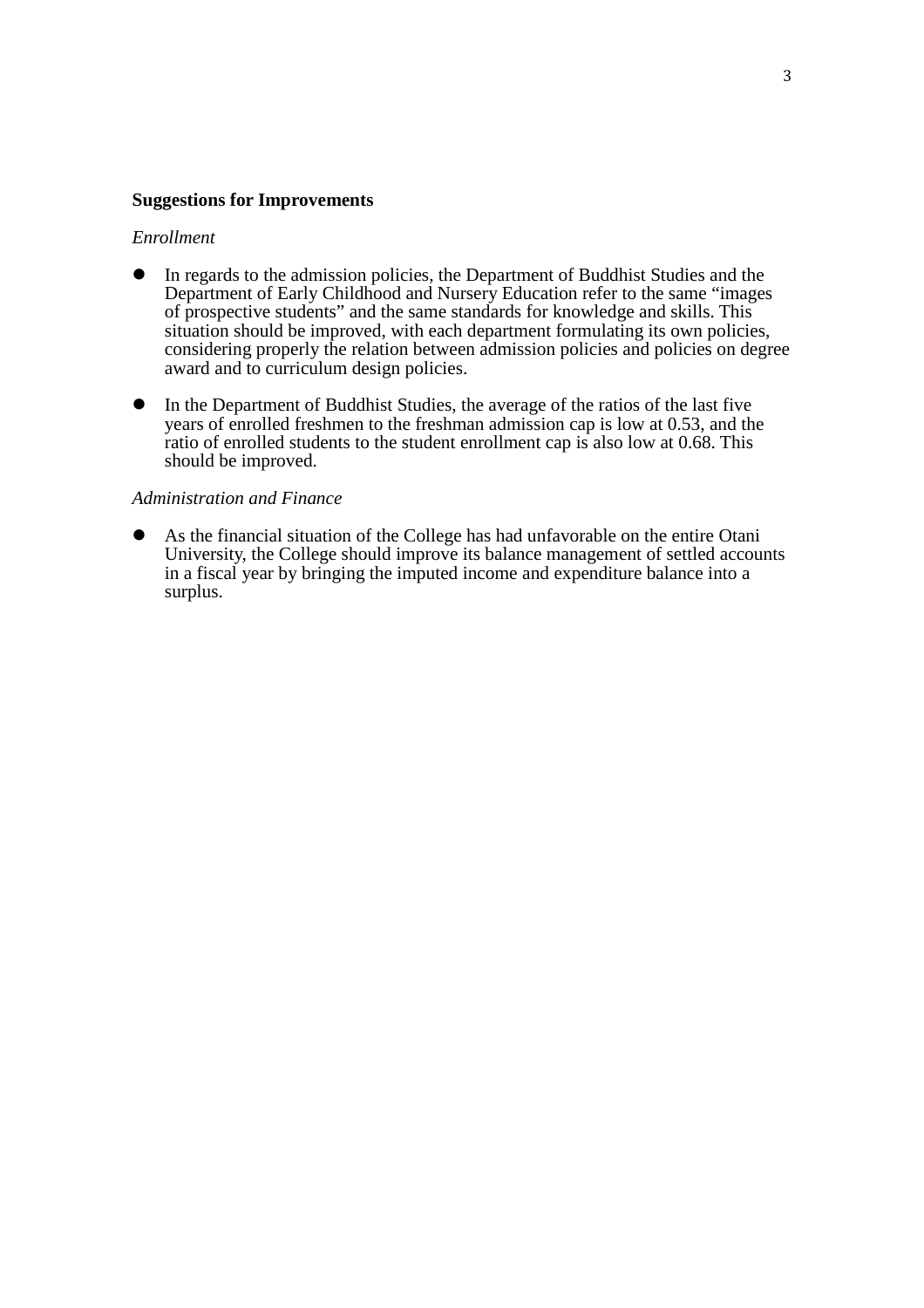**Suggestions for Improvements**

*Enrollment*

- In regards to the admission policies, the Department of Buddhist Studies and the Department of Early Childhood and Nursery Education refer to the same “images of prospective students” and the same standards for knowledge and skills. This situation should be improved, with each department formulating its own policies, considering properly the relation between admission policies and policies on degree award and to curriculum design policies.

- In the Department of Buddhist Studies, the average of the ratios of the last five years of enrolled freshmen to the freshman admission cap is low at 0.53, and the ratio of enrolled students to the student enrollment cap is also low at 0.68. This should be improved.

*Administration and Finance*

- As the financial situation of the College has had unfavorable on the entire Otani University, the College should improve its balance management of settled accounts in a fiscal year by bringing the imputed income and expenditure balance into a surplus.